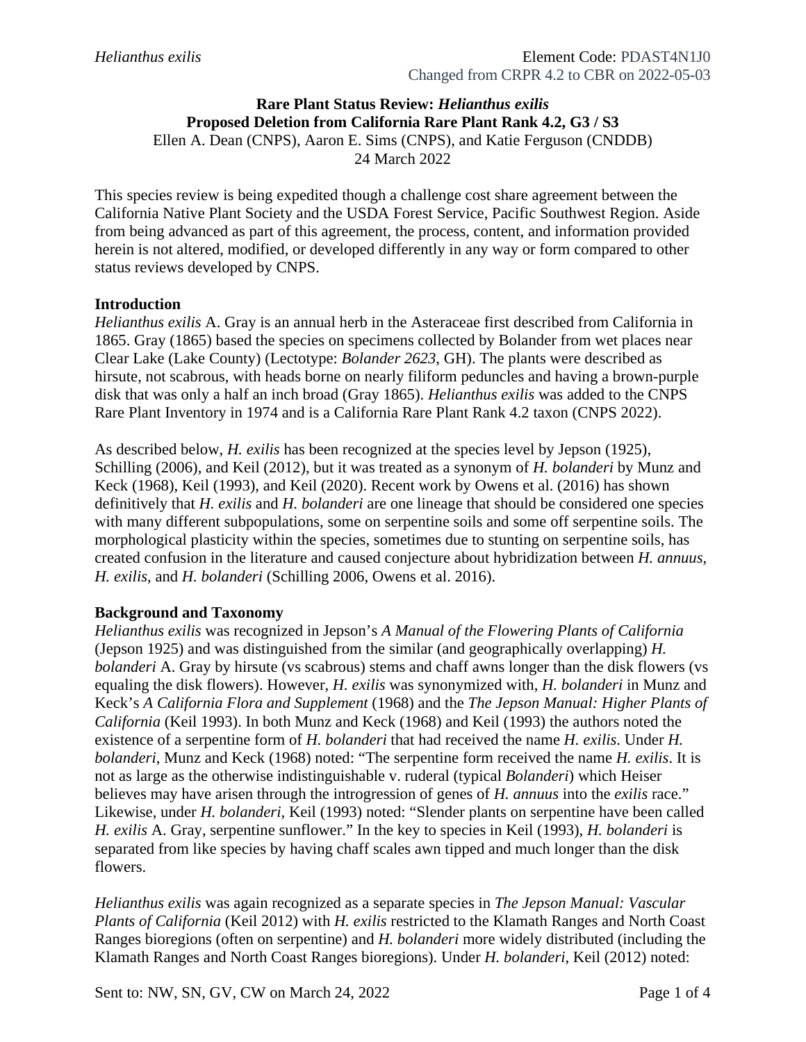*Helianthus exilis* Element Code: PDAST4N1J0
Changed from CRPR 4.2 to CBR on 2022-05-03

**Rare Plant Status Review: *Helianthus exilis***
**Proposed Deletion from California Rare Plant Rank 4.2, G3 / S3**
Ellen A. Dean (CNPS), Aaron E. Sims (CNPS), and Katie Ferguson (CNDDB)
24 March 2022

This species review is being expedited though a challenge cost share agreement between the California Native Plant Society and the USDA Forest Service, Pacific Southwest Region. Aside from being advanced as part of this agreement, the process, content, and information provided herein is not altered, modified, or developed differently in any way or form compared to other status reviews developed by CNPS.

**Introduction**
*Helianthus exilis* A. Gray is an annual herb in the Asteraceae first described from California in 1865. Gray (1865) based the species on specimens collected by Bolander from wet places near Clear Lake (Lake County) (Lectotype: *Bolander 2623*, GH). The plants were described as hirsute, not scabrous, with heads borne on nearly filiform peduncles and having a brown-purple disk that was only a half an inch broad (Gray 1865). *Helianthus exilis* was added to the CNPS Rare Plant Inventory in 1974 and is a California Rare Plant Rank 4.2 taxon (CNPS 2022).

As described below, *H. exilis* has been recognized at the species level by Jepson (1925), Schilling (2006), and Keil (2012), but it was treated as a synonym of *H. bolanderi* by Munz and Keck (1968), Keil (1993), and Keil (2020). Recent work by Owens et al. (2016) has shown definitively that *H. exilis* and *H. bolanderi* are one lineage that should be considered one species with many different subpopulations, some on serpentine soils and some off serpentine soils. The morphological plasticity within the species, sometimes due to stunting on serpentine soils, has created confusion in the literature and caused conjecture about hybridization between *H. annuus*, *H. exilis*, and *H. bolanderi* (Schilling 2006, Owens et al. 2016).

**Background and Taxonomy**
*Helianthus exilis* was recognized in Jepson's *A Manual of the Flowering Plants of California* (Jepson 1925) and was distinguished from the similar (and geographically overlapping) *H. bolanderi* A. Gray by hirsute (vs scabrous) stems and chaff awns longer than the disk flowers (vs equaling the disk flowers). However, *H. exilis* was synonymized with, *H. bolanderi* in Munz and Keck's *A California Flora and Supplement* (1968) and the *The Jepson Manual: Higher Plants of California* (Keil 1993). In both Munz and Keck (1968) and Keil (1993) the authors noted the existence of a serpentine form of *H. bolanderi* that had received the name *H. exilis*. Under *H. bolanderi*, Munz and Keck (1968) noted: "The serpentine form received the name *H. exilis*. It is not as large as the otherwise indistinguishable v. ruderal (typical *Bolanderi*) which Heiser believes may have arisen through the introgression of genes of *H. annuus* into the *exilis* race." Likewise, under *H. bolanderi*, Keil (1993) noted: "Slender plants on serpentine have been called *H. exilis* A. Gray, serpentine sunflower." In the key to species in Keil (1993), *H. bolanderi* is separated from like species by having chaff scales awn tipped and much longer than the disk flowers.

*Helianthus exilis* was again recognized as a separate species in *The Jepson Manual: Vascular Plants of California* (Keil 2012) with *H. exilis* restricted to the Klamath Ranges and North Coast Ranges bioregions (often on serpentine) and *H. bolanderi* more widely distributed (including the Klamath Ranges and North Coast Ranges bioregions). Under *H. bolanderi*, Keil (2012) noted:

Sent to: NW, SN, GV, CW on March 24, 2022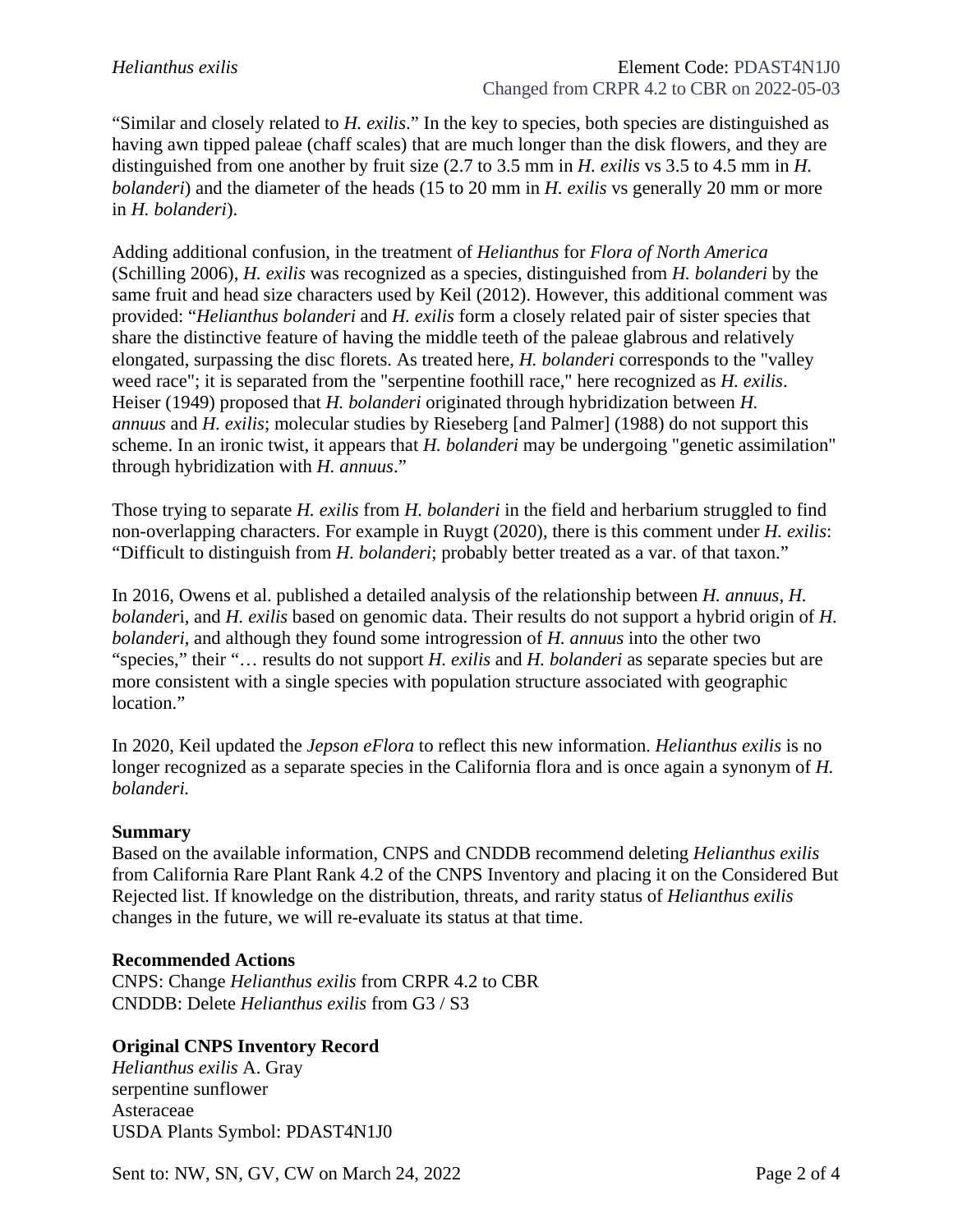"Similar and closely related to *H. exilis*." In the key to species, both species are distinguished as having awn tipped paleae (chaff scales) that are much longer than the disk flowers, and they are distinguished from one another by fruit size (2.7 to 3.5 mm in *H. exilis* vs 3.5 to 4.5 mm in *H. bolanderi*) and the diameter of the heads (15 to 20 mm in *H. exilis* vs generally 20 mm or more in *H. bolanderi*).

Adding additional confusion, in the treatment of *Helianthus* for *Flora of North America* (Schilling 2006), *H. exilis* was recognized as a species, distinguished from *H. bolanderi* by the same fruit and head size characters used by Keil (2012). However, this additional comment was provided: "*Helianthus bolanderi* and *H. exilis* form a closely related pair of sister species that share the distinctive feature of having the middle teeth of the paleae glabrous and relatively elongated, surpassing the disc florets. As treated here, *H. bolanderi* corresponds to the "valley weed race"; it is separated from the "serpentine foothill race," here recognized as *H. exilis*. Heiser (1949) proposed that *H. bolanderi* originated through hybridization between *H. annuus* and *H. exilis*; molecular studies by Rieseberg [and Palmer] (1988) do not support this scheme. In an ironic twist, it appears that *H. bolanderi* may be undergoing "genetic assimilation" through hybridization with *H. annuus*."

Those trying to separate *H. exilis* from *H. bolanderi* in the field and herbarium struggled to find non-overlapping characters. For example in Ruygt (2020), there is this comment under *H. exilis*: "Difficult to distinguish from *H. bolanderi*; probably better treated as a var. of that taxon."

In 2016, Owens et al. published a detailed analysis of the relationship between *H. annuus*, *H. bolanderi*, and *H. exilis* based on genomic data. Their results do not support a hybrid origin of *H. bolanderi*, and although they found some introgression of *H. annuus* into the other two "species," their "… results do not support *H. exilis* and *H. bolanderi* as separate species but are more consistent with a single species with population structure associated with geographic location."

In 2020, Keil updated the *Jepson eFlora* to reflect this new information. *Helianthus exilis* is no longer recognized as a separate species in the California flora and is once again a synonym of *H. bolanderi.*

**Summary**
Based on the available information, CNPS and CNDDB recommend deleting *Helianthus exilis* from California Rare Plant Rank 4.2 of the CNPS Inventory and placing it on the Considered But Rejected list. If knowledge on the distribution, threats, and rarity status of *Helianthus exilis* changes in the future, we will re-evaluate its status at that time.

**Recommended Actions**
CNPS: Change *Helianthus exilis* from CRPR 4.2 to CBR
CNDDB: Delete *Helianthus exilis* from G3 / S3

**Original CNPS Inventory Record**
*Helianthus exilis* A. Gray
serpentine sunflower
Asteraceae
USDA Plants Symbol: PDAST4N1J0

Sent to: NW, SN, GV, CW on March 24, 2022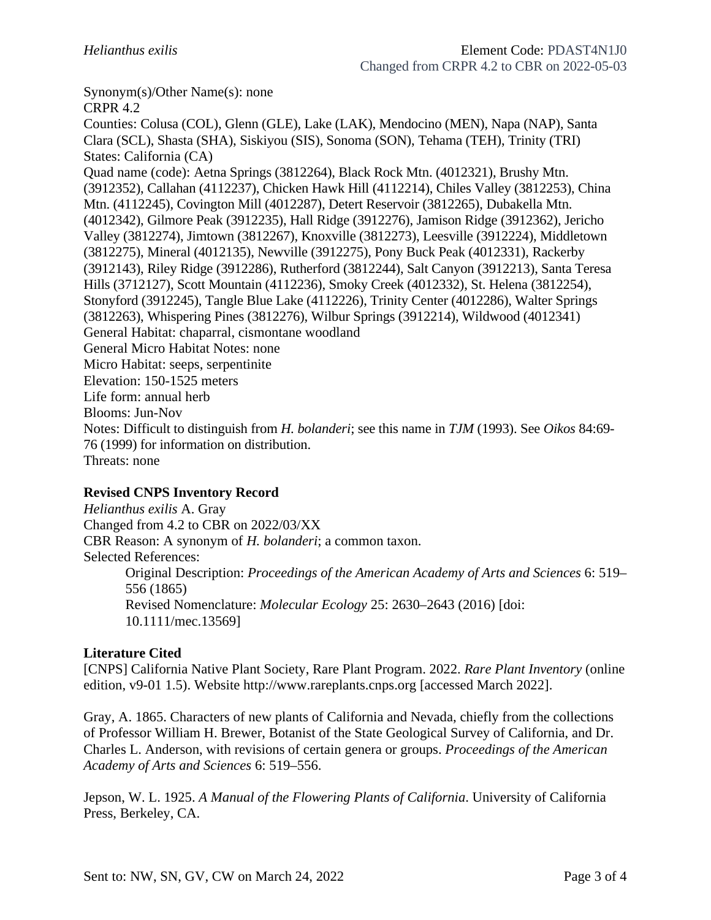*Helianthus exilis* Element Code: PDAST4N1J0
Changed from CRPR 4.2 to CBR on 2022-05-03

Synonym(s)/Other Name(s): none
CRPR 4.2
Counties: Colusa (COL), Glenn (GLE), Lake (LAK), Mendocino (MEN), Napa (NAP), Santa Clara (SCL), Shasta (SHA), Siskiyou (SIS), Sonoma (SON), Tehama (TEH), Trinity (TRI)
States: California (CA)
Quad name (code): Aetna Springs (3812264), Black Rock Mtn. (4012321), Brushy Mtn. (3912352), Callahan (4112237), Chicken Hawk Hill (4112214), Chiles Valley (3812253), China Mtn. (4112245), Covington Mill (4012287), Detert Reservoir (3812265), Dubakella Mtn. (4012342), Gilmore Peak (3912235), Hall Ridge (3912276), Jamison Ridge (3912362), Jericho Valley (3812274), Jimtown (3812267), Knoxville (3812273), Leesville (3912224), Middletown (3812275), Mineral (4012135), Newville (3912275), Pony Buck Peak (4012331), Rackerby (3912143), Riley Ridge (3912286), Rutherford (3812244), Salt Canyon (3912213), Santa Teresa Hills (3712127), Scott Mountain (4112236), Smoky Creek (4012332), St. Helena (3812254), Stonyford (3912245), Tangle Blue Lake (4112226), Trinity Center (4012286), Walter Springs (3812263), Whispering Pines (3812276), Wilbur Springs (3912214), Wildwood (4012341)
General Habitat: chaparral, cismontane woodland
General Micro Habitat Notes: none
Micro Habitat: seeps, serpentinite
Elevation: 150-1525 meters
Life form: annual herb
Blooms: Jun-Nov
Notes: Difficult to distinguish from *H. bolanderi*; see this name in *TJM* (1993). See *Oikos* 84:69-76 (1999) for information on distribution.
Threats: none

**Revised CNPS Inventory Record**

*Helianthus exilis* A. Gray
Changed from 4.2 to CBR on 2022/03/XX
CBR Reason: A synonym of *H. bolanderi*; a common taxon.
Selected References:

> Original Description: *Proceedings of the American Academy of Arts and Sciences* 6: 519–556 (1865)
> Revised Nomenclature: *Molecular Ecology* 25: 2630–2643 (2016) [doi: 10.1111/mec.13569]

**Literature Cited**

[CNPS] California Native Plant Society, Rare Plant Program. 2022. *Rare Plant Inventory* (online edition, v9-01 1.5). Website http://www.rareplants.cnps.org [accessed March 2022].

Gray, A. 1865. Characters of new plants of California and Nevada, chiefly from the collections of Professor William H. Brewer, Botanist of the State Geological Survey of California, and Dr. Charles L. Anderson, with revisions of certain genera or groups. *Proceedings of the American Academy of Arts and Sciences* 6: 519–556.

Jepson, W. L. 1925. *A Manual of the Flowering Plants of California*. University of California Press, Berkeley, CA.

Sent to: NW, SN, GV, CW on March 24, 2022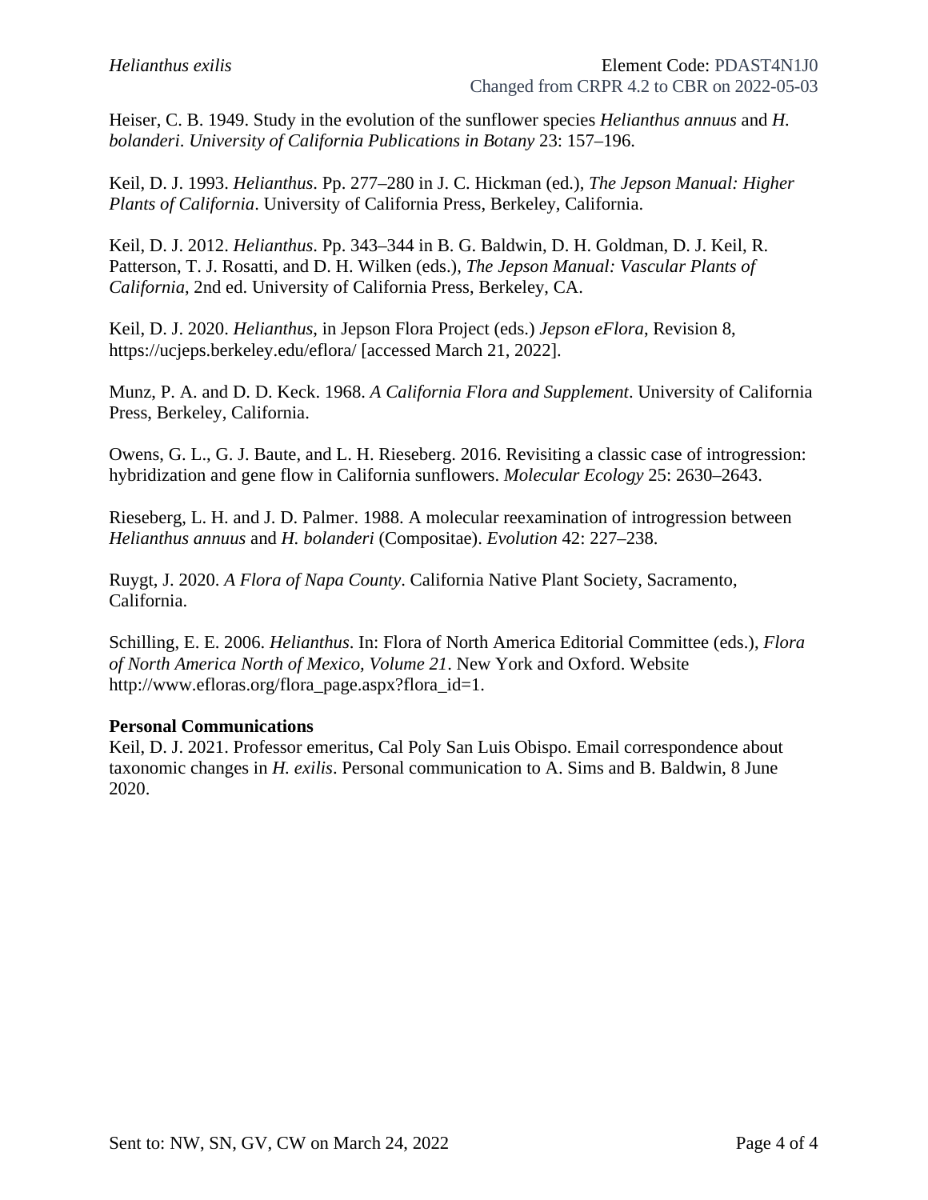Heiser, C. B. 1949. Study in the evolution of the sunflower species *Helianthus annuus* and *H. bolanderi*. *University of California Publications in Botany* 23: 157–196.

Keil, D. J. 1993. *Helianthus*. Pp. 277–280 in J. C. Hickman (ed.), *The Jepson Manual: Higher Plants of California*. University of California Press, Berkeley, California.

Keil, D. J. 2012. *Helianthus*. Pp. 343–344 in B. G. Baldwin, D. H. Goldman, D. J. Keil, R. Patterson, T. J. Rosatti, and D. H. Wilken (eds.), *The Jepson Manual: Vascular Plants of California*, 2nd ed. University of California Press, Berkeley, CA.

Keil, D. J. 2020. *Helianthus*, in Jepson Flora Project (eds.) *Jepson eFlora*, Revision 8, https://ucjeps.berkeley.edu/eflora/ [accessed March 21, 2022].

Munz, P. A. and D. D. Keck. 1968. *A California Flora and Supplement*. University of California Press, Berkeley, California.

Owens, G. L., G. J. Baute, and L. H. Rieseberg. 2016. Revisiting a classic case of introgression: hybridization and gene flow in California sunflowers. *Molecular Ecology* 25: 2630–2643.

Rieseberg, L. H. and J. D. Palmer. 1988. A molecular reexamination of introgression between *Helianthus annuus* and *H. bolanderi* (Compositae). *Evolution* 42: 227–238.

Ruygt, J. 2020. *A Flora of Napa County*. California Native Plant Society, Sacramento, California.

Schilling, E. E. 2006. *Helianthus*. In: Flora of North America Editorial Committee (eds.), *Flora of North America North of Mexico, Volume 21*. New York and Oxford. Website http://www.efloras.org/flora_page.aspx?flora_id=1.

**Personal Communications**

Keil, D. J. 2021. Professor emeritus, Cal Poly San Luis Obispo. Email correspondence about taxonomic changes in *H. exilis*. Personal communication to A. Sims and B. Baldwin, 8 June 2020.